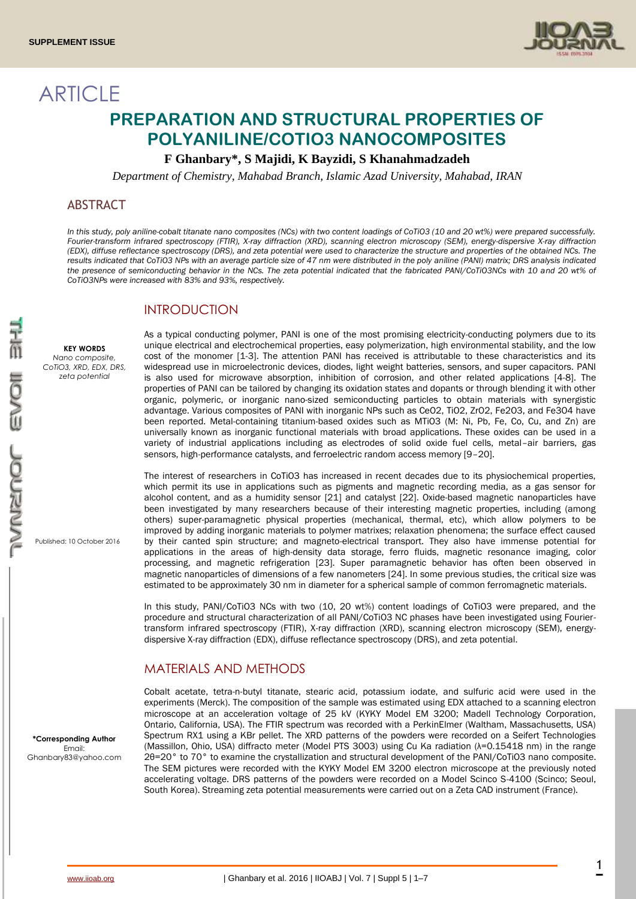SUPPLEMENT ISSUE

ARTICLE

# PREPARATION AND STRUCTURAL PROPERTIES OF POLYANILINE/COTIO3 NANOCOMPOSITES

**F Ghanbary*, S Majidi, K Bayzidi, S Khanahmadzadeh**

*Department of Chemistry, Mahabad Branch, Islamic Azad University, Mahabad, IRAN*

## ABSTRACT

*In this study, poly aniline-cobalt titanate nano composites (NCs) with two content loadings of $CoTiO_3$ (10 and 20 wt%) were prepared successfully. Fourier-transform infrared spectroscopy (FTIR), X-ray diffraction (XRD), scanning electron microscopy (SEM), energy-dispersive X-ray diffraction (EDX), diffuse reflectance spectroscopy (DRS), and zeta potential were used to characterize the structure and properties of the obtained NCs. The results indicated that $CoTiO_3$ NPs with an average particle size of 47 nm were distributed in the poly aniline (PANI) matrix; DRS analysis indicated the presence of semiconducting behavior in the NCs. The zeta potential indicated that the fabricated PANI/$CoTiO_3$NCs with 10 and 20 wt% of $CoTiO_3$NPs were increased with 83% and 93%, respectively.*

**KEY WORDS**
*Nano composite, $CoTiO_3$, XRD, EDX, DRS, zeta potential*

Published: 10 October 2016

**\*Corresponding Author**
Email: Ghanbary83@yahoo.com

## INTRODUCTION

As a typical conducting polymer, PANI is one of the most promising electricity-conducting polymers due to its unique electrical and electrochemical properties, easy polymerization, high environmental stability, and the low cost of the monomer [1-3]. The attention PANI has received is attributable to these characteristics and its widespread use in microelectronic devices, diodes, light weight batteries, sensors, and super capacitors. PANI is also used for microwave absorption, inhibition of corrosion, and other related applications [4-8]. The properties of PANI can be tailored by changing its oxidation states and dopants or through blending it with other organic, polymeric, or inorganic nano-sized semiconducting particles to obtain materials with synergistic advantage. Various composites of PANI with inorganic NPs such as $CeO_2$, $TiO_2$, $ZrO_2$, $Fe_2O_3$, and $Fe_3O_4$ have been reported. Metal-containing titanium-based oxides such as $MTiO_3$ (M: Ni, Pb, Fe, Co, Cu, and Zn) are universally known as inorganic functional materials with broad applications. These oxides can be used in a variety of industrial applications including as electrodes of solid oxide fuel cells, metal–air barriers, gas sensors, high-performance catalysts, and ferroelectric random access memory [9–20].

The interest of researchers in $CoTiO_3$ has increased in recent decades due to its physiochemical properties, which permit its use in applications such as pigments and magnetic recording media, as a gas sensor for alcohol content, and as a humidity sensor [21] and catalyst [22]. Oxide-based magnetic nanoparticles have been investigated by many researchers because of their interesting magnetic properties, including (among others) super-paramagnetic physical properties (mechanical, thermal, etc), which allow polymers to be improved by adding inorganic materials to polymer matrixes; relaxation phenomena; the surface effect caused by their canted spin structure; and magneto-electrical transport. They also have immense potential for applications in the areas of high-density data storage, ferro fluids, magnetic resonance imaging, color processing, and magnetic refrigeration [23]. Super paramagnetic behavior has often been observed in magnetic nanoparticles of dimensions of a few nanometers [24]. In some previous studies, the critical size was estimated to be approximately 30 nm in diameter for a spherical sample of common ferromagnetic materials.

In this study, PANI/$CoTiO_3$ NCs with two (10, 20 wt%) content loadings of $CoTiO_3$ were prepared, and the procedure and structural characterization of all PANI/$CoTiO_3$ NC phases have been investigated using Fourier-transform infrared spectroscopy (FTIR), X-ray diffraction (XRD), scanning electron microscopy (SEM), energy-dispersive X-ray diffraction (EDX), diffuse reflectance spectroscopy (DRS), and zeta potential.

## MATERIALS AND METHODS

Cobalt acetate, tetra-n-butyl titanate, stearic acid, potassium iodate, and sulfuric acid were used in the experiments (Merck). The composition of the sample was estimated using EDX attached to a scanning electron microscope at an acceleration voltage of 25 kV (KYKY Model EM 3200; Madell Technology Corporation, Ontario, California, USA). The FTIR spectrum was recorded with a PerkinElmer (Waltham, Massachusetts, USA) Spectrum RX1 using a KBr pellet. The XRD patterns of the powders were recorded on a Seifert Technologies (Massillon, Ohio, USA) diffracto meter (Model PTS 3003) using Cu Ka radiation ($\lambda$=0.15418 nm) in the range $2\theta$=20° to 70° to examine the crystallization and structural development of the PANI/$CoTiO_3$ nano composite. The SEM pictures were recorded with the KYKY Model EM 3200 electron microscope at the previously noted accelerating voltage. DRS patterns of the powders were recorded on a Model Scinco S-4100 (Scinco; Seoul, South Korea). Streaming zeta potential measurements were carried out on a Zeta CAD instrument (France).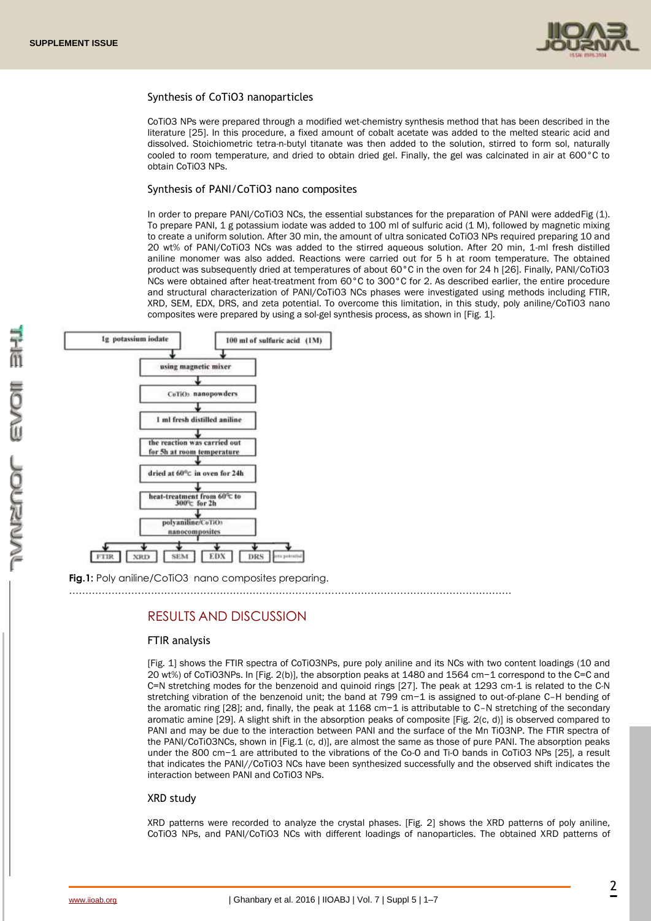### Synthesis of $CoTiO_3$ nanoparticles

$CoTiO_3$ NPs were prepared through a modified wet-chemistry synthesis method that has been described in the literature [25]. In this procedure, a fixed amount of cobalt acetate was added to the melted stearic acid and dissolved. Stoichiometric tetra-n-butyl titanate was then added to the solution, stirred to form sol, naturally cooled to room temperature, and dried to obtain dried gel. Finally, the gel was calcinated in air at 600°C to obtain $CoTiO_3$ NPs.

### Synthesis of PANI/$CoTiO_3$ nano composites

In order to prepare PANI/$CoTiO_3$ NCs, the essential substances for the preparation of PANI were addedFig (1). To prepare PANI, 1 g potassium iodate was added to 100 ml of sulfuric acid (1 M), followed by magnetic mixing to create a uniform solution. After 30 min, the amount of ultra sonicated $CoTiO_3$ NPs required preparing 10 and 20 wt% of PANI/$CoTiO_3$ NCs was added to the stirred aqueous solution. After 20 min, 1-ml fresh distilled aniline monomer was also added. Reactions were carried out for 5 h at room temperature. The obtained product was subsequently dried at temperatures of about 60°C in the oven for 24 h [26]. Finally, PANI/$CoTiO_3$ NCs were obtained after heat-treatment from 60°C to 300°C for 2. As described earlier, the entire procedure and structural characterization of PANI/$CoTiO_3$ NCs phases were investigated using methods including FTIR, XRD, SEM, EDX, DRS, and zeta potential. To overcome this limitation, in this study, poly aniline/$CoTiO_3$ nano composites were prepared by using a sol-gel synthesis process, as shown in [Fig. 1].

1g potassium iodate → 100 ml of sulfuric acid (1M) → using magnetic mixer → $CoTiO_3$ nanopowders → 1 ml fresh distilled aniline → the reaction was carried out for 5h at room temperature → dried at 60°c in oven for 24h → heat-treatment from 60°c to 300°c for 2h → polyaniline/$CoTiO_3$ nanocomposites → FTIR, XRD, SEM, EDX, DRS, zeta potential

**Fig.1:** Poly aniline/$CoTiO_3$ nano composites preparing.

## RESULTS AND DISCUSSION

### FTIR analysis

[Fig. 1] shows the FTIR spectra of $CoTiO_3$NPs, pure poly aniline and its NCs with two content loadings (10 and 20 wt%) of $CoTiO_3$NPs. In [Fig. 2(b)], the absorption peaks at 1480 and 1564 cm−1 correspond to the C=C and C=N stretching modes for the benzenoid and quinoid rings [27]. The peak at 1293 cm-1 is related to the C-N stretching vibration of the benzenoid unit; the band at 799 cm−1 is assigned to out-of-plane C–H bending of the aromatic ring [28]; and, finally, the peak at 1168 cm−1 is attributable to C–N stretching of the secondary aromatic amine [29]. A slight shift in the absorption peaks of composite [Fig. 2(c, d)] is observed compared to PANI and may be due to the interaction between PANI and the surface of the Mn $TiO_3$NP. The FTIR spectra of the PANI/$CoTiO_3$NCs, shown in [Fig.1 (c, d)], are almost the same as those of pure PANI. The absorption peaks under the 800 cm−1 are attributed to the vibrations of the Co-O and Ti-O bands in $CoTiO_3$ NPs [25], a result that indicates the PANI//$CoTiO_3$ NCs have been synthesized successfully and the observed shift indicates the interaction between PANI and $CoTiO_3$ NPs.

### XRD study

XRD patterns were recorded to analyze the crystal phases. [Fig. 2] shows the XRD patterns of poly aniline, $CoTiO_3$ NPs, and PANI/$CoTiO_3$ NCs with different loadings of nanoparticles. The obtained XRD patterns of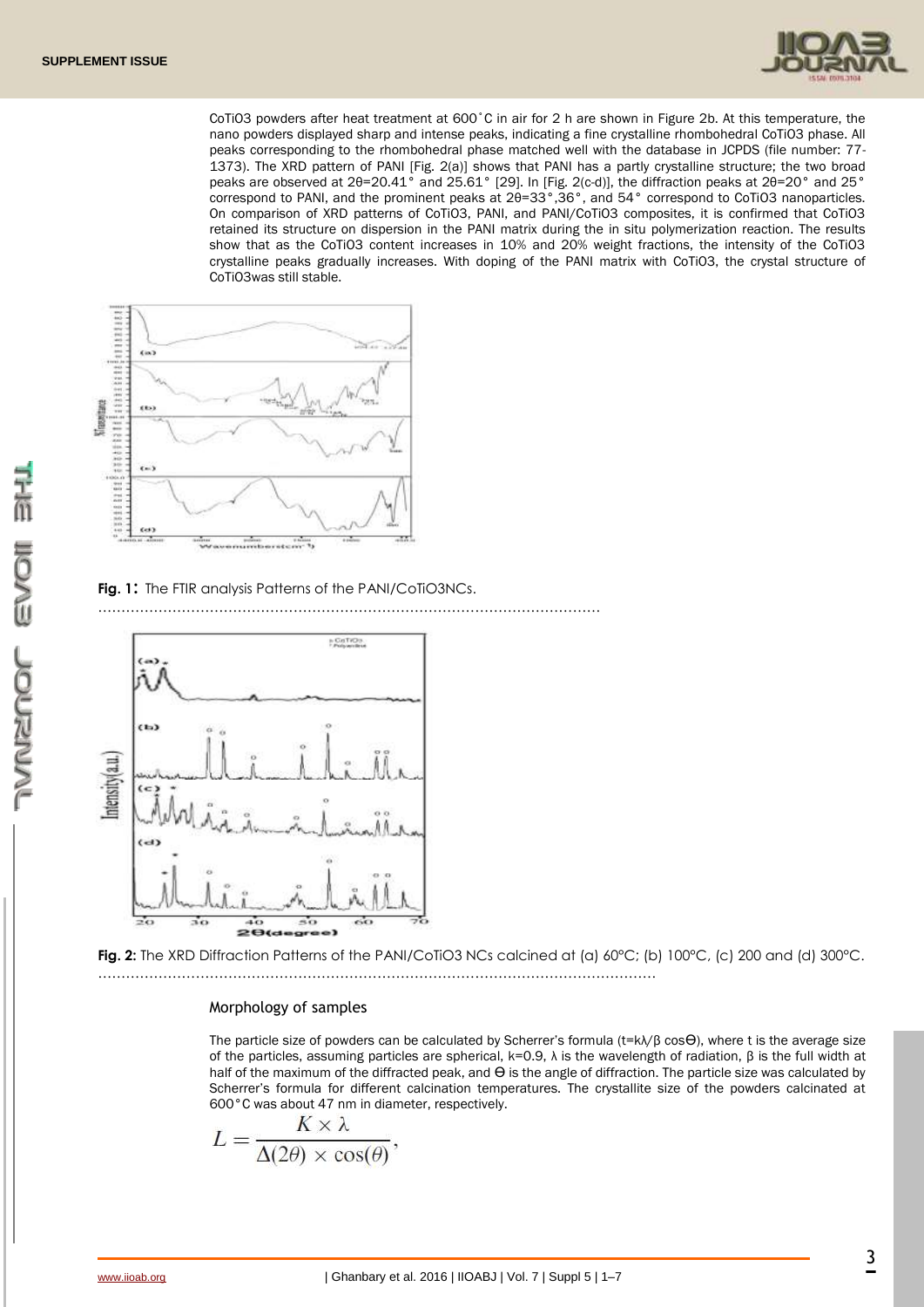CoTiO3 powders after heat treatment at 600˚C in air for 2 h are shown in Figure 2b. At this temperature, the nano powders displayed sharp and intense peaks, indicating a fine crystalline rhombohedral CoTiO3 phase. All peaks corresponding to the rhombohedral phase matched well with the database in JCPDS (file number: 77-1373). The XRD pattern of PANI [Fig. 2(a)] shows that PANI has a partly crystalline structure; the two broad peaks are observed at 2θ=20.41° and 25.61° [29]. In [Fig. 2(c-d)], the diffraction peaks at 2θ=20° and 25° correspond to PANI, and the prominent peaks at 2θ=33°,36°, and 54° correspond to CoTiO3 nanoparticles. On comparison of XRD patterns of CoTiO3, PANI, and PANI/CoTiO3 composites, it is confirmed that CoTiO3 retained its structure on dispersion in the PANI matrix during the in situ polymerization reaction. The results show that as the CoTiO3 content increases in 10% and 20% weight fractions, the intensity of the CoTiO3 crystalline peaks gradually increases. With doping of the PANI matrix with CoTiO3, the crystal structure of CoTiO3was still stable.

**Fig. 1:** The FTIR analysis Patterns of the PANI/CoTiO3NCs.

**Fig. 2:** The XRD Diffraction Patterns of the PANI/CoTiO3 NCs calcined at (a) 60°C; (b) 100°C, (c) 200 and (d) 300°C.

## Morphology of samples

The particle size of powders can be calculated by Scherrer's formula (t=kλ/β cosΘ), where t is the average size of the particles, assuming particles are spherical, k=0.9, λ is the wavelength of radiation, β is the full width at half of the maximum of the diffracted peak, and Θ is the angle of diffraction. The particle size was calculated by Scherrer's formula for different calcination temperatures. The crystallite size of the powders calcinated at 600°C was about 47 nm in diameter, respectively.

$$L = \frac{K \times \lambda}{\Delta(2\theta) \times \cos(\theta)},$$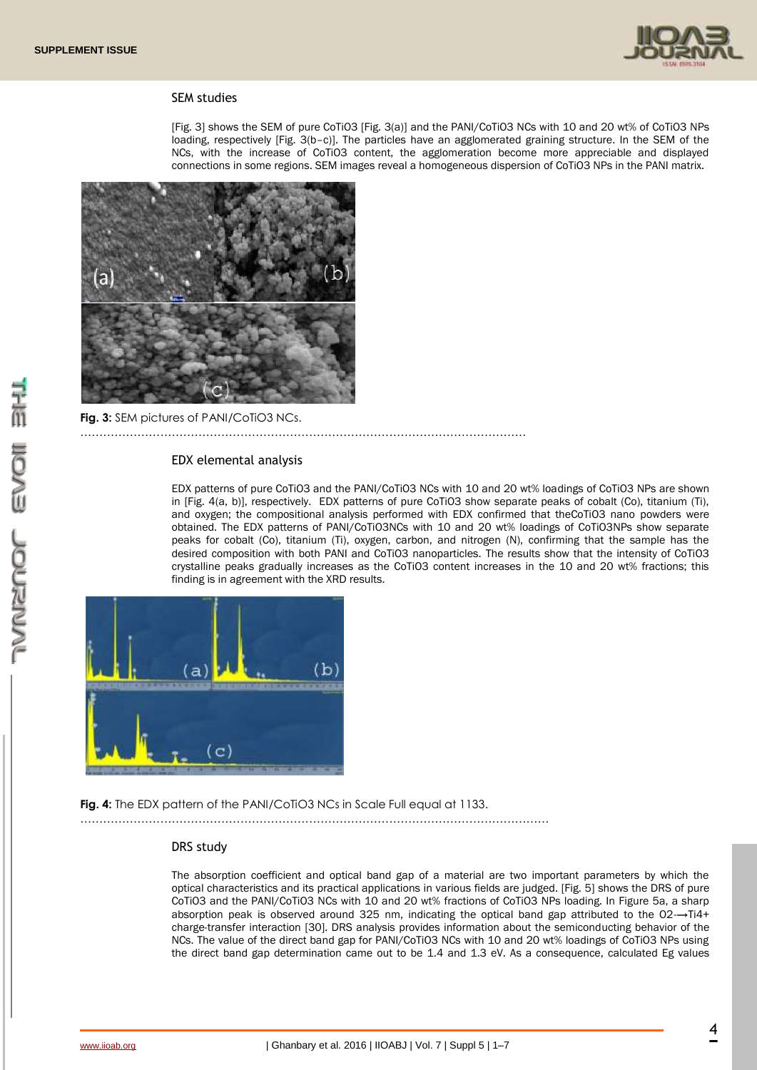### SEM studies

[Fig. 3] shows the SEM of pure $CoTiO_3$ [Fig. 3(a)] and the PANI/$CoTiO_3$ NCs with 10 and 20 wt% of $CoTiO_3$ NPs loading, respectively [Fig. 3(b–c)]. The particles have an agglomerated graining structure. In the SEM of the NCs, with the increase of $CoTiO_3$ content, the agglomeration become more appreciable and displayed connections in some regions. SEM images reveal a homogeneous dispersion of $CoTiO_3$ NPs in the PANI matrix.

**Fig. 3:** SEM pictures of PANI/$CoTiO_3$ NCs.

### EDX elemental analysis

EDX patterns of pure $CoTiO_3$ and the PANI/$CoTiO_3$ NCs with 10 and 20 wt% loadings of $CoTiO_3$ NPs are shown in [Fig. 4(a, b)], respectively. EDX patterns of pure $CoTiO_3$ show separate peaks of cobalt (Co), titanium (Ti), and oxygen; the compositional analysis performed with EDX confirmed that the$CoTiO_3$ nano powders were obtained. The EDX patterns of PANI/$CoTiO_3$NCs with 10 and 20 wt% loadings of $CoTiO_3$NPs show separate peaks for cobalt (Co), titanium (Ti), oxygen, carbon, and nitrogen (N), confirming that the sample has the desired composition with both PANI and $CoTiO_3$ nanoparticles. The results show that the intensity of $CoTiO_3$ crystalline peaks gradually increases as the $CoTiO_3$ content increases in the 10 and 20 wt% fractions; this finding is in agreement with the XRD results.

**Fig. 4:** The EDX pattern of the PANI/$CoTiO_3$ NCs in Scale Full equal at 1133.

### DRS study

The absorption coefficient and optical band gap of a material are two important parameters by which the optical characteristics and its practical applications in various fields are judged. [Fig. 5] shows the DRS of pure $CoTiO_3$ and the PANI/$CoTiO_3$ NCs with 10 and 20 wt% fractions of $CoTiO_3$ NPs loading. In Figure 5a, a sharp absorption peak is observed around 325 nm, indicating the optical band gap attributed to the $O^{2-} \rightarrow Ti^{4+}$ charge-transfer interaction [30]. DRS analysis provides information about the semiconducting behavior of the NCs. The value of the direct band gap for PANI/$CoTiO_3$ NCs with 10 and 20 wt% loadings of $CoTiO_3$ NPs using the direct band gap determination came out to be 1.4 and 1.3 eV. As a consequence, calculated Eg values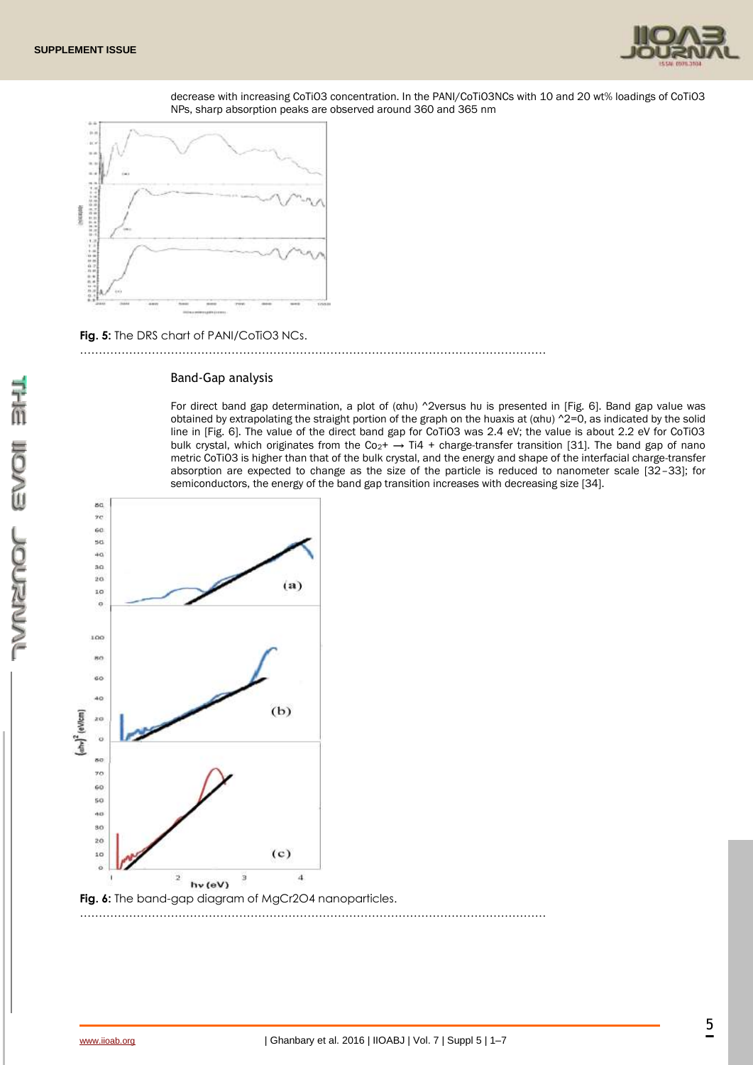decrease with increasing $CoTiO_3$ concentration. In the PANI/$CoTiO_3$NCs with 10 and 20 wt% loadings of $CoTiO_3$ NPs, sharp absorption peaks are observed around 360 and 365 nm

**Fig. 5:** The DRS chart of PANI/$CoTiO_3$ NCs.

### Band-Gap analysis

For direct band gap determination, a plot of $(\alpha h\upsilon)^2$versus $h\upsilon$ is presented in [Fig. 6]. Band gap value was obtained by extrapolating the straight portion of the graph on the huaxis at $(\alpha h\upsilon)^2=0$, as indicated by the solid line in [Fig. 6]. The value of the direct band gap for $CoTiO_3$ was 2.4 eV; the value is about 2.2 eV for $CoTiO_3$ bulk crystal, which originates from the $Co_{2+} \rightarrow Ti4+$ charge-transfer transition [31]. The band gap of nano metric $CoTiO_3$ is higher than that of the bulk crystal, and the energy and shape of the interfacial charge-transfer absorption are expected to change as the size of the particle is reduced to nanometer scale [32–33]; for semiconductors, the energy of the band gap transition increases with decreasing size [34].

**Fig. 6:** The band-gap diagram of $MgCr_2O_4$ nanoparticles.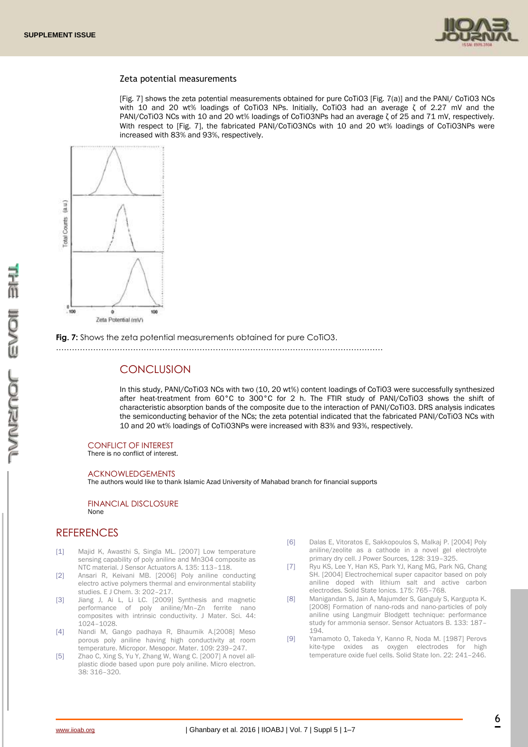### Zeta potential measurements

[Fig. 7] shows the zeta potential measurements obtained for pure $CoTiO_3$ [Fig. 7(a)] and the PANI/ $CoTiO_3$ NCs with 10 and 20 wt% loadings of $CoTiO_3$ NPs. Initially, $CoTiO_3$ had an average ζ of 2.27 mV and the PANI/$CoTiO_3$ NCs with 10 and 20 wt% loadings of $CoTiO_3$NPs had an average ζ of 25 and 71 mV, respectively. With respect to [Fig. 7], the fabricated PANI/$CoTiO_3$NCs with 10 and 20 wt% loadings of $CoTiO_3$NPs were increased with 83% and 93%, respectively.

**Fig. 7:** Shows the zeta potential measurements obtained for pure $CoTiO_3$.

## CONCLUSION

In this study, PANI/$CoTiO_3$ NCs with two (10, 20 wt%) content loadings of $CoTiO_3$ were successfully synthesized after heat-treatment from 60°C to 300°C for 2 h. The FTIR study of PANI/$CoTiO_3$ shows the shift of characteristic absorption bands of the composite due to the interaction of PANI/$CoTiO_3$. DRS analysis indicates the semiconducting behavior of the NCs; the zeta potential indicated that the fabricated PANI/$CoTiO_3$ NCs with 10 and 20 wt% loadings of $CoTiO_3$NPs were increased with 83% and 93%, respectively.

### CONFLICT OF INTEREST

There is no conflict of interest.

### ACKNOWLEDGEMENTS

The authors would like to thank Islamic Azad University of Mahabad branch for financial supports

### FINANCIAL DISCLOSURE

None

## REFERENCES

[1] Majid K, Awasthi S, Singla ML. [2007] Low temperature sensing capability of poly aniline and $Mn_3O_4$ composite as NTC material. J Sensor Actuators A. 135: 113–118.

[2] Ansari R, Keivani MB. [2006] Poly aniline conducting electro active polymers thermal and environmental stability studies. E J Chem. 3: 202–217.

[3] Jiang J, Ai L, Li LC. [2009] Synthesis and magnetic performance of poly aniline/Mn–Zn ferrite nano composites with intrinsic conductivity. J Mater. Sci. 44: 1024–1028.

[4] Nandi M, Gango padhaya R, Bhaumik A.[2008] Meso porous poly aniline having high conductivity at room temperature. Micropor. Mesopor. Mater. 109: 239–247.

[5] Zhao C, Xing S, Yu Y, Zhang W, Wang C. [2007] A novel all-plastic diode based upon pure poly aniline. Micro electron. 38: 316–320.

[6] Dalas E, Vitoratos E, Sakkopoulos S, Malkaj P. [2004] Poly aniline/zeolite as a cathode in a novel gel electrolyte primary dry cell. J Power Sources, 128: 319–325.

[7] Ryu KS, Lee Y, Han KS, Park YJ, Kang MG, Park NG, Chang SH. [2004] Electrochemical super capacitor based on poly aniline doped with lithium salt and active carbon electrodes. Solid State Ionics. 175: 765–768.

[8] Manigandan S, Jain A, Majumder S, Ganguly S, Kargupta K. [2008] Formation of nano-rods and nano-particles of poly aniline using Langmuir Blodgett technique: performance study for ammonia sensor. Sensor Actuators B. 133: 187–194.

[9] Yamamoto O, Takeda Y, Kanno R, Noda M. [1987] Perovs kite-type oxides as oxygen electrodes for high temperature oxide fuel cells. Solid State Ion. 22: 241–246.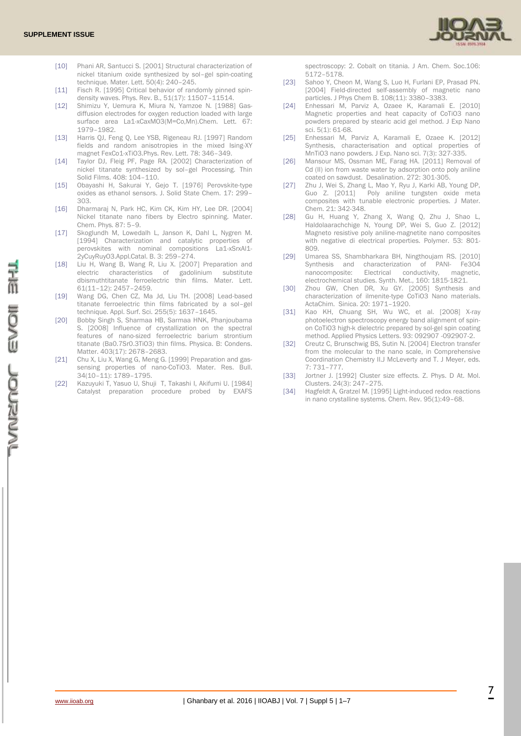- [10] Phani AR, Santucci S. [2001] Structural characterization of nickel titanium oxide synthesized by sol–gel spin-coating technique. Mater. Lett. 50(4): 240–245.
- [11] Fisch R. [1995] Critical behavior of randomly pinned spin-density waves. Phys. Rev. B., 51(17): 11507–11514.
- [12] Shimizu Y, Uemura K, Miura N, Yamzoe N. [1988] Gas-diffusion electrodes for oxygen reduction loaded with large surface area $La_{1-x}Ca_xMO_3$(M=Co,Mn).Chem. Lett. 67: 1979–1982.
- [13] Harris QJ, Feng Q, Lee YSB, Rigeneau RJ. [1997] Random fields and random anisotropies in the mixed Ising-XY magnet $Fe_xCo_{1-x}TiO_3$.Phys. Rev. Lett. 78: 346–349.
- [14] Taylor DJ, Fleig PF, Page RA. [2002] Characterization of nickel titanate synthesized by sol–gel Processing. Thin Solid Films. 408: 104–110.
- [15] Obayashi H, Sakurai Y, Gejo T. [1976] Perovskite-type oxides as ethanol sensors. J. Solid State Chem. 17: 299–303.
- [16] Dharmaraj N, Park HC, Kim CK, Kim HY, Lee DR. [2004] Nickel titanate nano fibers by Electro spinning. Mater. Chem. Phys. 87: 5–9.
- [17] Skoglundh M, Lowedalh L, Janson K, Dahl L, Nygren M. [1994] Characterization and catalytic properties of perovskites with nominal compositions $La_{1-x}Sr_xAl_{1-2y}Cu_yRu_yO_3$.Appl.Catal. B. 3: 259–274.
- [18] Liu H, Wang B, Wang R, Liu X. [2007] Preparation and electric characteristics of gadolinium substitute dbismuthtitanate ferroelectric thin films. Mater. Lett. 61(11–12): 2457–2459.
- [19] Wang DG, Chen CZ, Ma Jd, Liu TH. [2008] Lead-based titanate ferroelectric thin films fabricated by a sol–gel technique. Appl. Surf. Sci. 255(5): 1637–1645.
- [20] Bobby Singh S, Sharmaa HB, Sarmaa HNK, Phanjoubama S. [2008] Influence of crystallization on the spectral features of nano-sized ferroelectric barium strontium titanate ($Ba_{0.7}Sr_{0.3}TiO_3$) thin films. Physica. B: Condens. Matter. 403(17): 2678–2683.
- [21] Chu X, Liu X, Wang G, Meng G. [1999] Preparation and gas-sensing properties of nano-$CoTiO_3$. Mater. Res. Bull. 34(10–11): 1789–1795.
- [22] Kazuyuki T, Yasuo U, Shuji T, Takashi I, Akifumi U. [1984] Catalyst preparation procedure probed by EXAFS spectroscopy: 2. Cobalt on titania. J Am. Chem. Soc.106: 5172–5178.
- [23] Sahoo Y, Cheon M, Wang S, Luo H, Furlani EP, Prasad PN. [2004] Field-directed self-assembly of magnetic nano particles. J Phys Chem B. 108(11): 3380–3383.
- [24] Enhessari M, Parviz A, Ozaee K, Karamali E. [2010] Magnetic properties and heat capacity of $CoTiO_3$ nano powders prepared by stearic acid gel method. J Exp Nano sci. 5(1): 61-68.
- [25] Enhessari M, Parviz A, Karamali E, Ozaee K. [2012] Synthesis, characterisation and optical properties of $MnTiO_3$ nano powders. J Exp. Nano sci. 7(3): 327-335.
- [26] Mansour MS, Ossman ME, Farag HA. [2011] Removal of Cd (II) ion from waste water by adsorption onto poly aniline coated on sawdust. Desalination. 272: 301-305.
- [27] Zhu J, Wei S, Zhang L, Mao Y, Ryu J, Karki AB, Young DP, Guo Z. [2011] Poly aniline tungsten oxide meta composites with tunable electronic properties. J Mater. Chem. 21: 342-348.
- [28] Gu H, Huang Y, Zhang X, Wang Q, Zhu J, Shao L, Haldolaarachchige N, Young DP, Wei S, Guo Z. [2012] Magneto resistive poly aniline-magnetite nano composites with negative di electrical properties. Polymer. 53: 801-809.
- [29] Umarea SS, Shambharkara BH, Ningthoujam RS. [2010] Synthesis and characterization of PANI- $Fe_3O_4$ nanocomposite: Electrical conductivity, magnetic, electrochemical studies. Synth. Met., 160: 1815-1821.
- [30] Zhou GW, Chen DR, Xu GY. [2005] Synthesis and characterization of ilmenite-type $CoTiO_3$ Nano materials. ActaChim. Sinica. 20: 1971–1920.
- [31] Kao KH, Chuang SH, Wu WC, et al. [2008] X-ray photoelectron spectroscopy energy band alignment of spin-on $CoTiO_3$ high-k dielectric prepared by sol-gel spin coating method. Applied Physics Letters. 93: 092907 -092907-2.
- [32] Creutz C, Brunschwig BS, Sutin N. [2004] Electron transfer from the molecular to the nano scale, in Comprehensive Coordination Chemistry II.J McLeverty and T. J Meyer, eds. 7: 731–777.
- [33] Jortner J. [1992] Cluster size effects. Z. Phys. D At. Mol. Clusters. 24(3): 247–275.
- [34] Hagfeldt A, Gratzel M. [1995] Light-induced redox reactions in nano crystalline systems. Chem. Rev. 95(1):49–68.